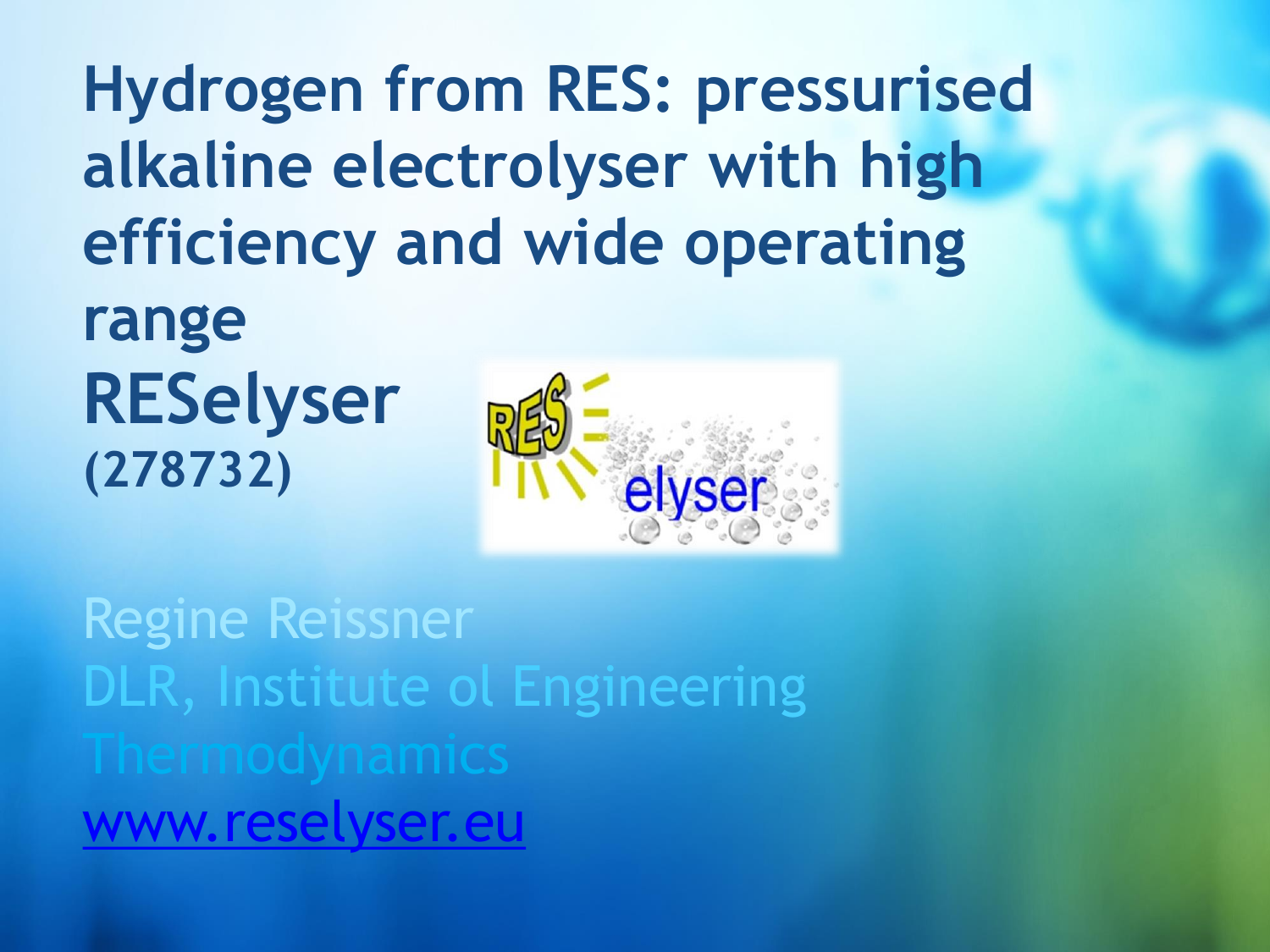# Hydrogen from RES: pressurised alkaline electrolyser with high efficiency and wide operating range

## RESelyser

**(278732)**

Regine Reissner

DLR, Institute ol Engineering Thermodynamics

www.reselyser.eu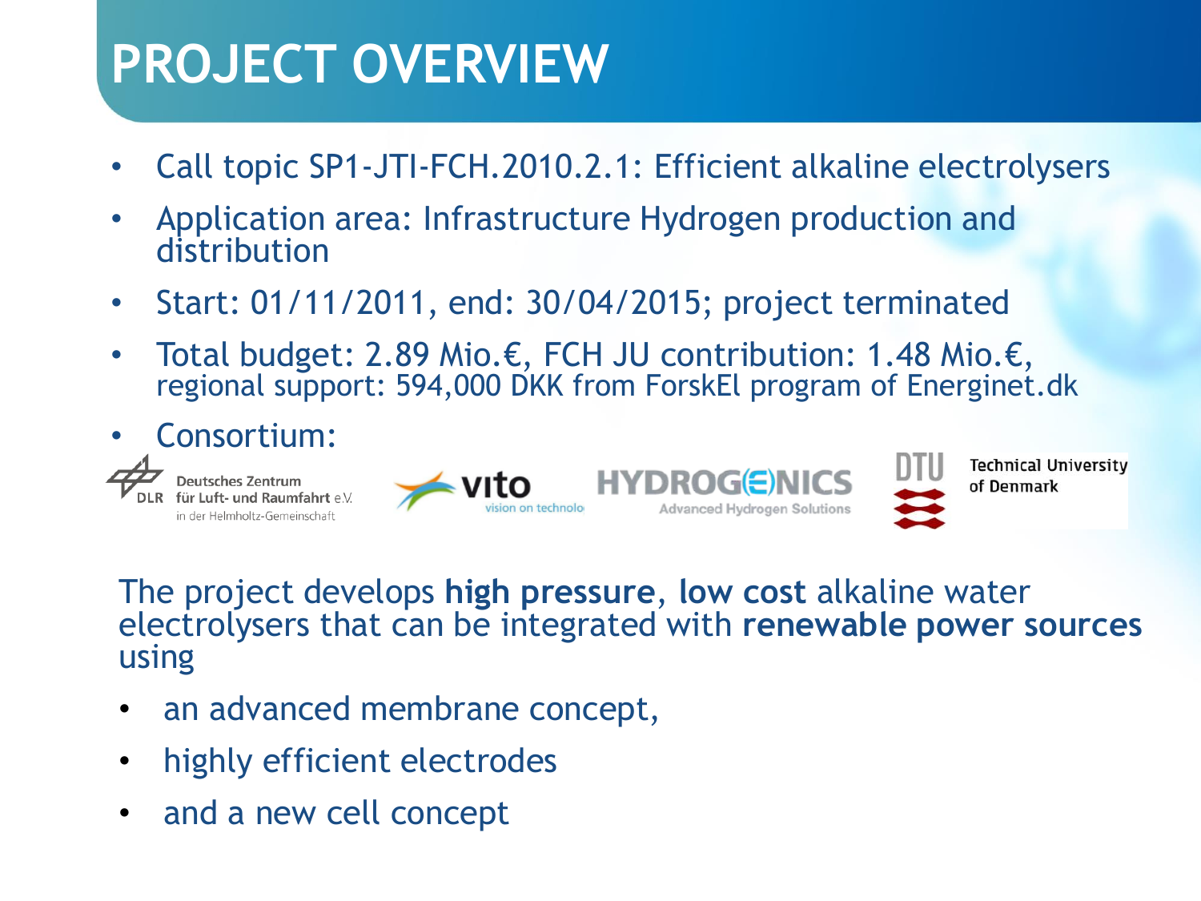# PROJECT OVERVIEW

- Call topic SP1-JTI-FCH.2010.2.1: Efficient alkaline electrolysers
- Application area: Infrastructure Hydrogen production and distribution
- Start: 01/11/2011, end: 30/04/2015; project terminated
- Total budget: 2.89 Mio.€, FCH JU contribution: 1.48 Mio.€, regional support: 594,000 DKK from ForskEl program of Energinet.dk
- Consortium:

Deutsches Zentrum für Luft- und Raumfahrt e.V. in der Helmholtz-Gemeinschaft | vito vision on technology | HYDROGENICS Advanced Hydrogen Solutions | DTU Technical University of Denmark

The project develops **high pressure**, **low cost** alkaline water electrolysers that can be integrated with **renewable power sources** using

- an advanced membrane concept,
- highly efficient electrodes
- and a new cell concept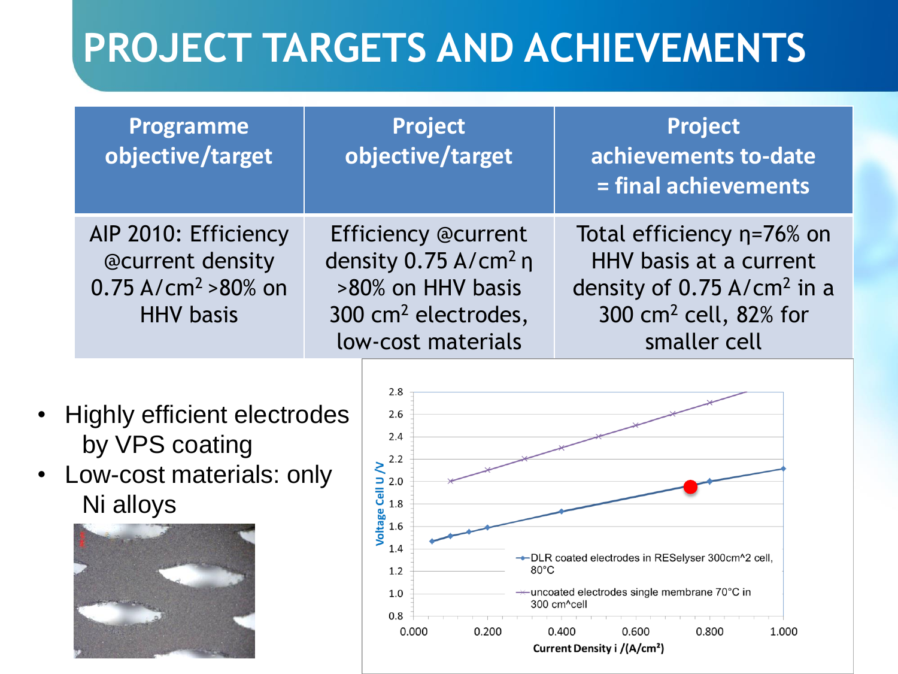# PROJECT TARGETS AND ACHIEVEMENTS

| Programme objective/target | Project objective/target | Project achievements to-date = final achievements |
|---|---|---|
| AIP 2010: Efficiency @current density 0.75 A/cm$^2$ >80% on HHV basis | Efficiency @current density 0.75 A/cm$^2$ η >80% on HHV basis 300 cm$^2$ electrodes, low-cost materials | Total efficiency η=76% on HHV basis at a current density of 0.75 A/cm$^2$ in a 300 cm$^2$ cell, 82% for smaller cell |

- Highly efficient electrodes by VPS coating
- Low-cost materials: only Ni alloys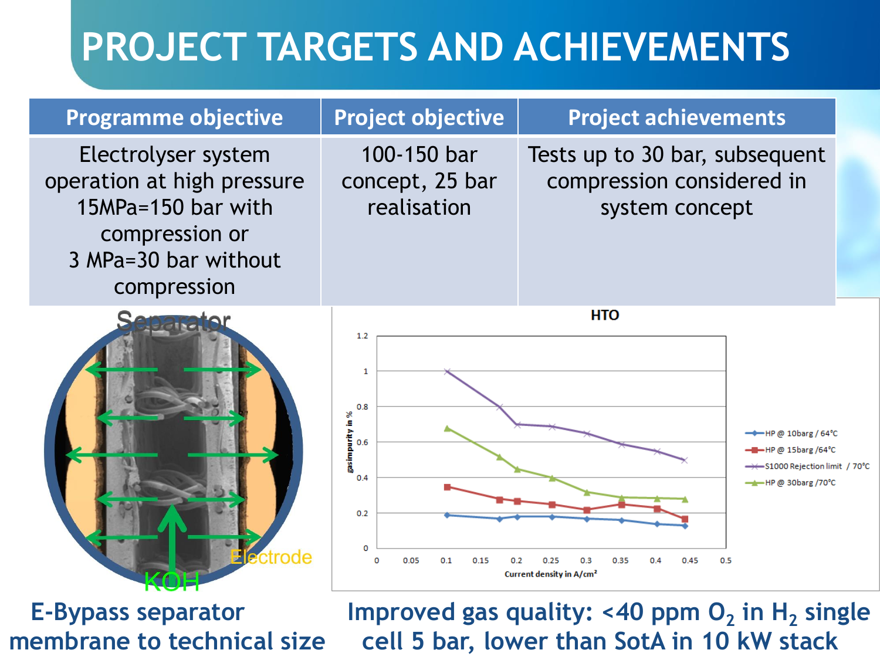# PROJECT TARGETS AND ACHIEVEMENTS

| Programme objective | Project objective | Project achievements |
| --- | --- | --- |
| Electrolyser system operation at high pressure 15MPa=150 bar with compression or 3 MPa=30 bar without compression | 100-150 bar concept, 25 bar realisation | Tests up to 30 bar, subsequent compression considered in system concept |

Separator

Electrode

KOH

**E-Bypass separator membrane to technical size**

HTO

| Current density in A/cm² | HP @ 10barg / 64°C | HP @ 15barg /64°C | S1000 Rejection limit / 70°C | HP @ 30barg /70°C |
| --- | --- | --- | --- | --- |
| 0.1 | 0.19 | 0.35 | 1.0 | 0.68 |
| 0.175 | 0.17 | 0.28 | 0.8 | 0.52 |
| 0.2 | 0.18 | 0.27 | 0.7 | 0.45 |
| 0.25 | 0.18 | 0.25 | 0.69 | 0.40 |
| 0.3 | 0.17 | 0.22 | 0.65 | 0.32 |
| 0.35 | 0.16 | 0.25 | 0.59 | 0.29 |
| 0.4 | 0.14 | 0.23 | 0.55 | 0.285 |
| 0.45 | 0.13 | 0.17 | 0.5 | 0.28 |

y-axis: gasimpurity in %

**Improved gas quality: <40 ppm $O_2$ in $H_2$ single cell 5 bar, lower than SotA in 10 kW stack**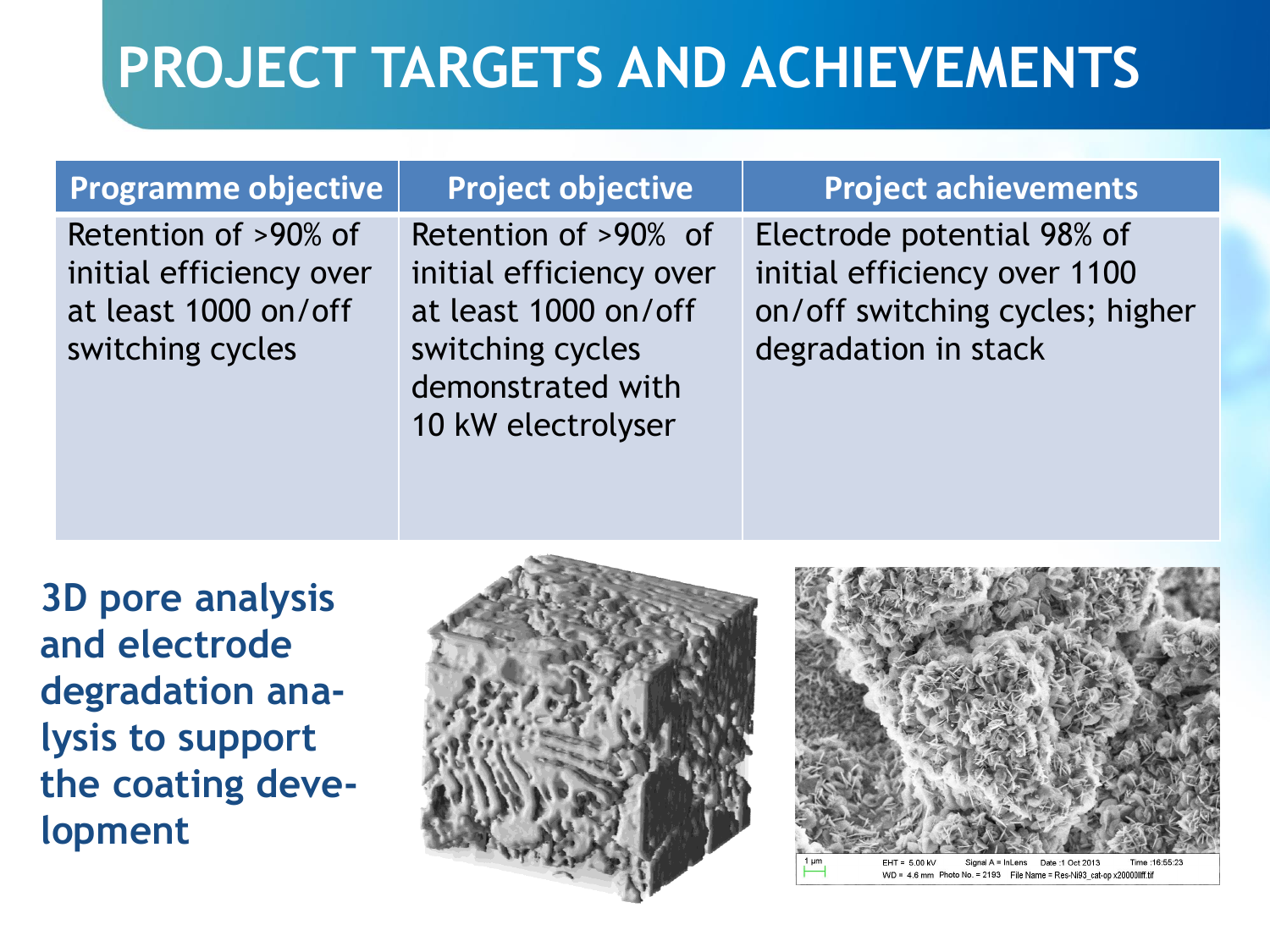# PROJECT TARGETS AND ACHIEVEMENTS

| Programme objective | Project objective | Project achievements |
| --- | --- | --- |
| Retention of >90% of initial efficiency over at least 1000 on/off switching cycles | Retention of >90% of initial efficiency over at least 1000 on/off switching cycles demonstrated with 10 kW electrolyser | Electrode potential 98% of initial efficiency over 1100 on/off switching cycles; higher degradation in stack |

**3D pore analysis and electrode degradation analysis to support the coating development**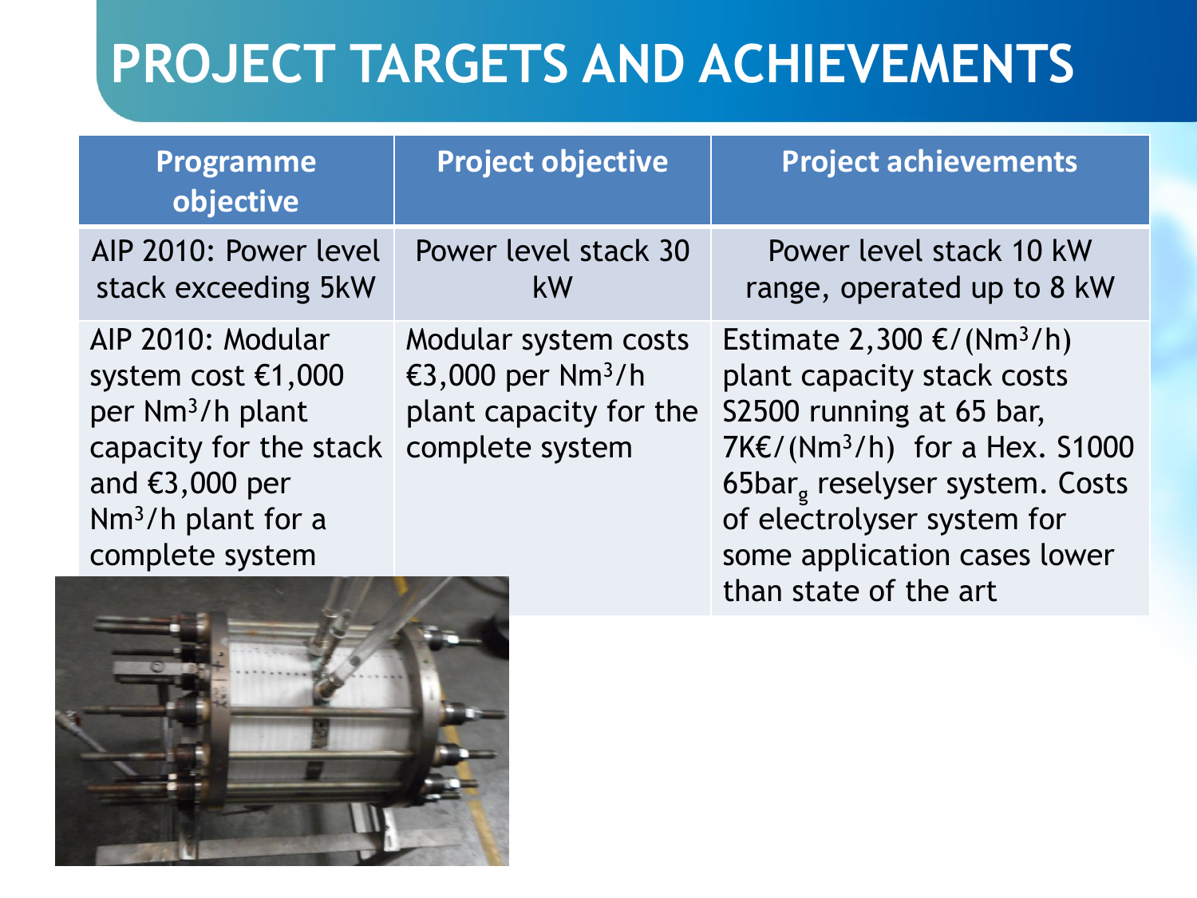# PROJECT TARGETS AND ACHIEVEMENTS

| Programme objective | Project objective | Project achievements |
| --- | --- | --- |
| AIP 2010: Power level stack exceeding 5kW | Power level stack 30 kW | Power level stack 10 kW range, operated up to 8 kW |
| AIP 2010: Modular system cost €1,000 per $Nm^3/h$ plant capacity for the stack and €3,000 per $Nm^3/h$ plant for a complete system | Modular system costs €3,000 per $Nm^3/h$ plant capacity for the complete system | Estimate 2,300 €/($Nm^3/h$) plant capacity stack costs S2500 running at 65 bar, 7K€/($Nm^3/h$) for a Hex. S1000 65$bar_g$ reselyser system. Costs of electrolyser system for some application cases lower than state of the art |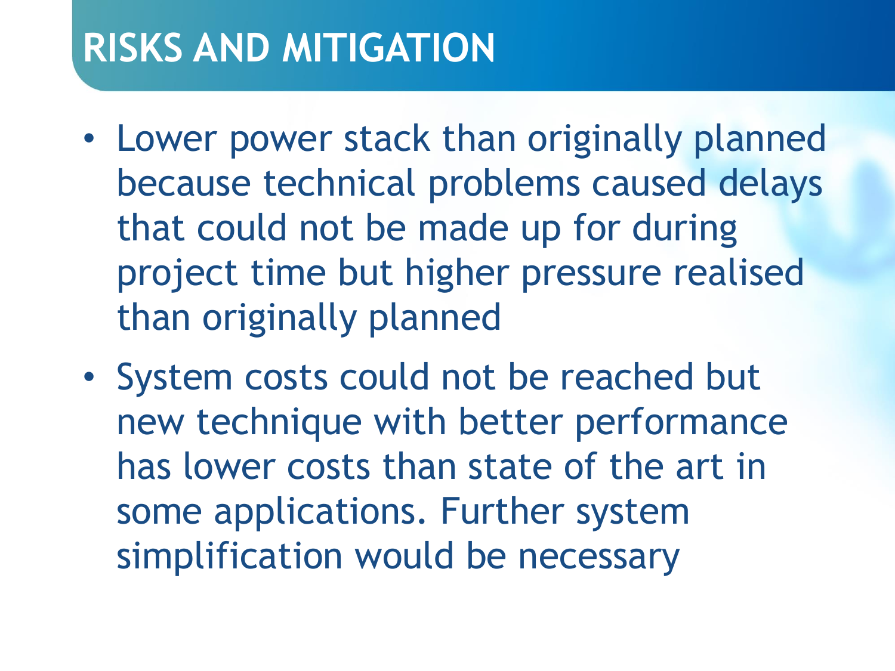# RISKS AND MITIGATION

- Lower power stack than originally planned because technical problems caused delays that could not be made up for during project time but higher pressure realised than originally planned
- System costs could not be reached but new technique with better performance has lower costs than state of the art in some applications. Further system simplification would be necessary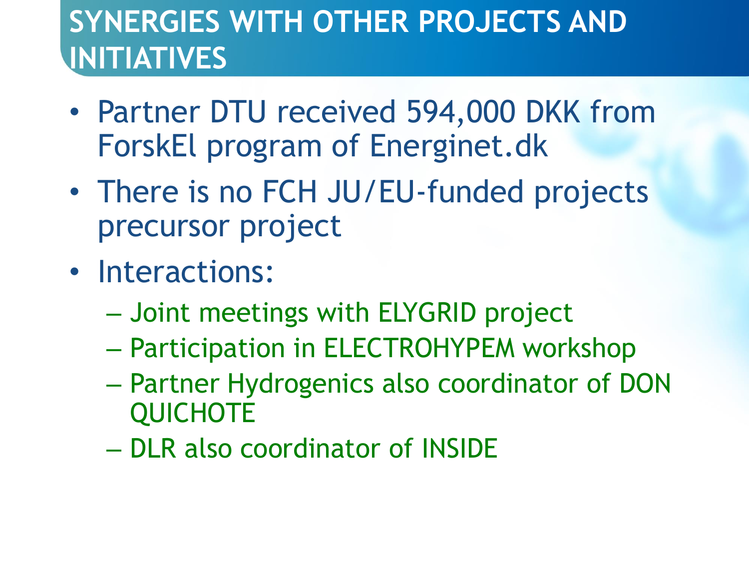# SYNERGIES WITH OTHER PROJECTS AND INITIATIVES

- Partner DTU received 594,000 DKK from ForskEl program of Energinet.dk
- There is no FCH JU/EU-funded projects precursor project
- Interactions:
  - Joint meetings with ELYGRID project
  - Participation in ELECTROHYPEM workshop
  - Partner Hydrogenics also coordinator of DON QUICHOTE
  - DLR also coordinator of INSIDE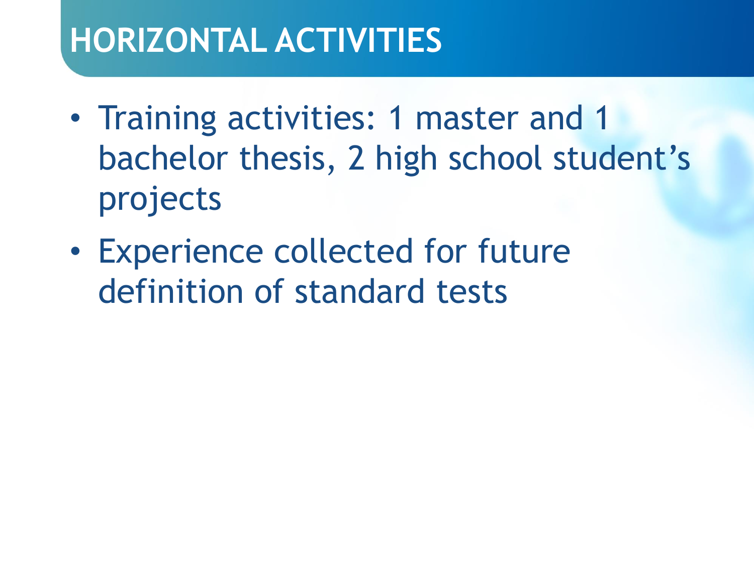# HORIZONTAL ACTIVITIES

- Training activities: 1 master and 1 bachelor thesis, 2 high school student's projects
- Experience collected for future definition of standard tests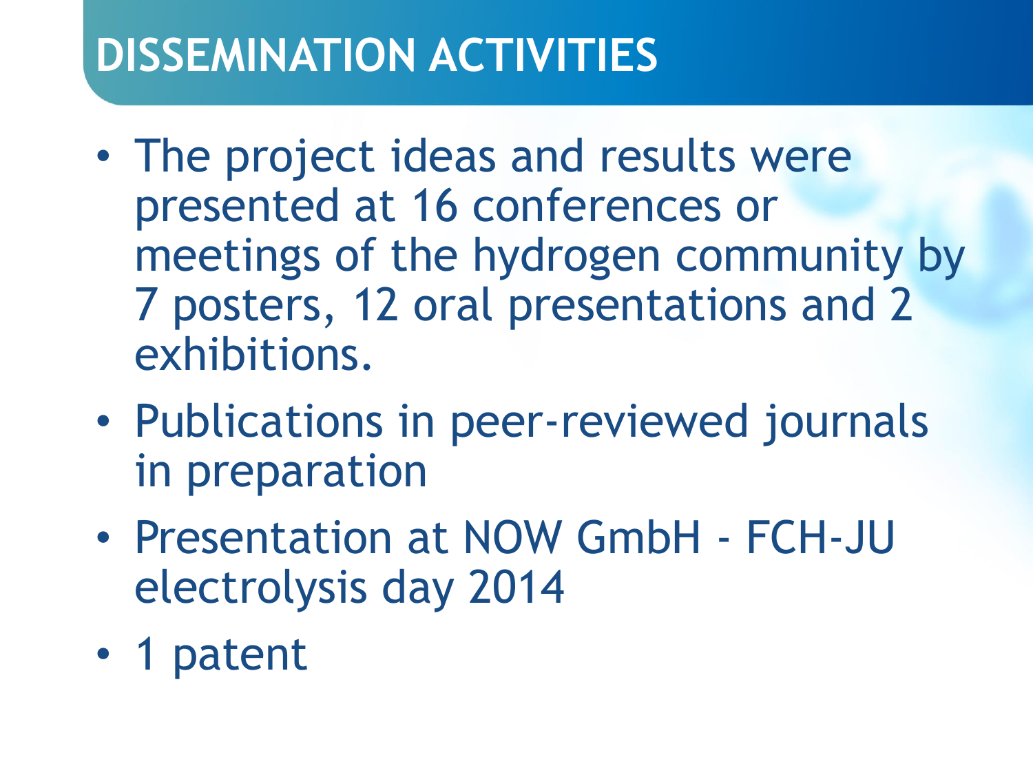# DISSEMINATION ACTIVITIES

- The project ideas and results were presented at 16 conferences or meetings of the hydrogen community by 7 posters, 12 oral presentations and 2 exhibitions.
- Publications in peer-reviewed journals in preparation
- Presentation at NOW GmbH - FCH-JU electrolysis day 2014
- 1 patent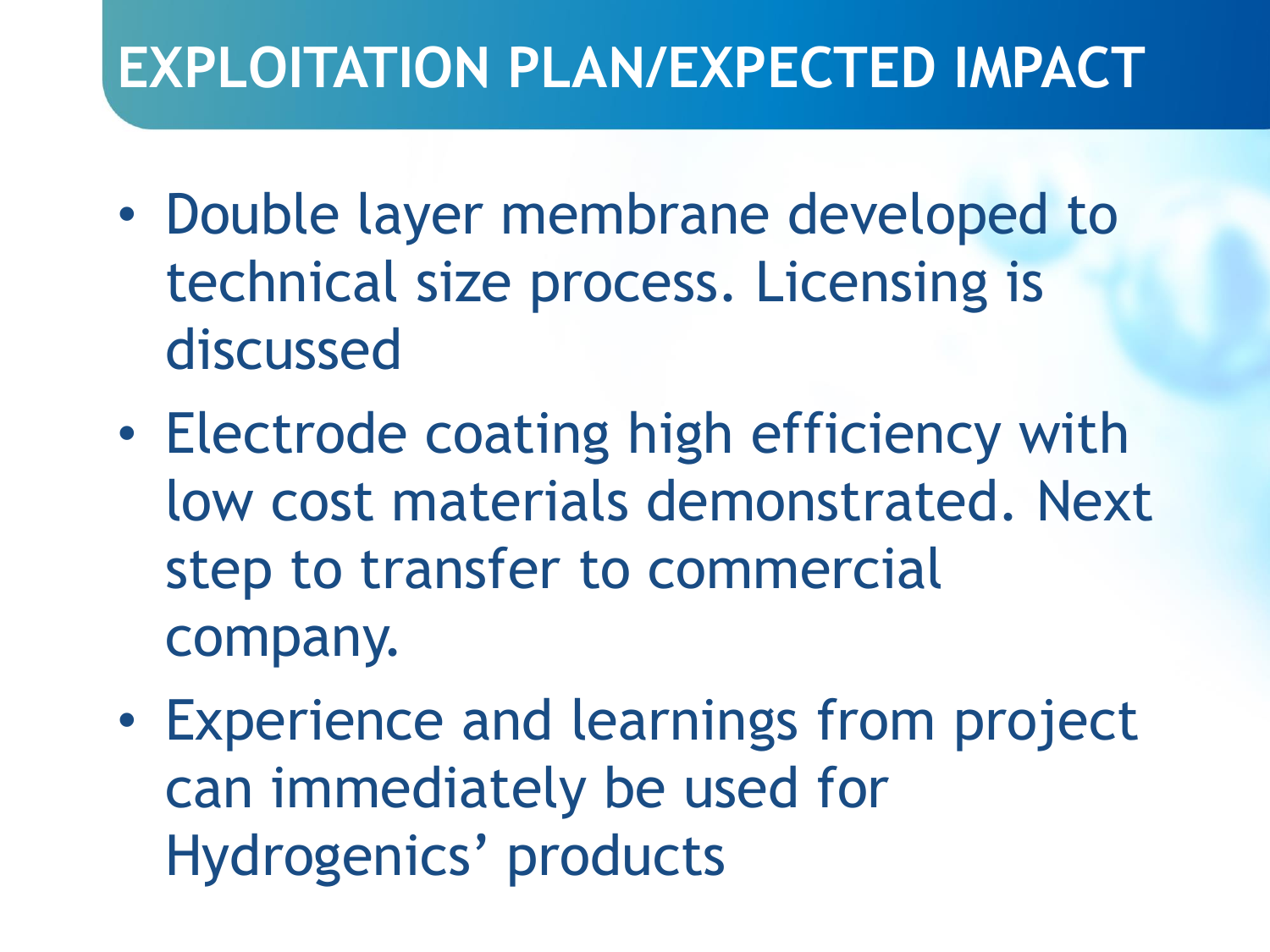# EXPLOITATION PLAN/EXPECTED IMPACT

- Double layer membrane developed to technical size process. Licensing is discussed
- Electrode coating high efficiency with low cost materials demonstrated. Next step to transfer to commercial company.
- Experience and learnings from project can immediately be used for Hydrogenics' products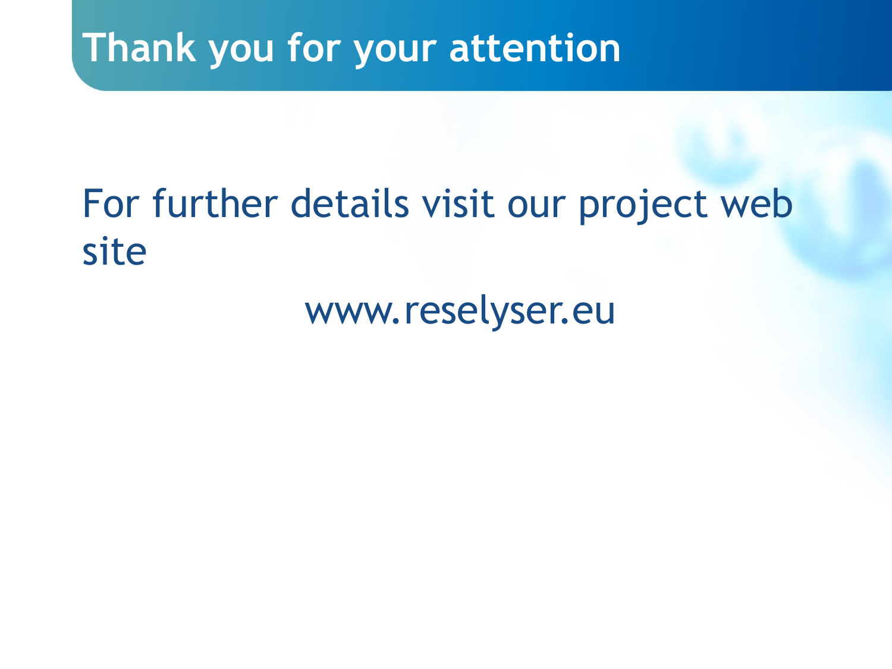# Thank you for your attention

For further details visit our project web site

www.reselyser.eu